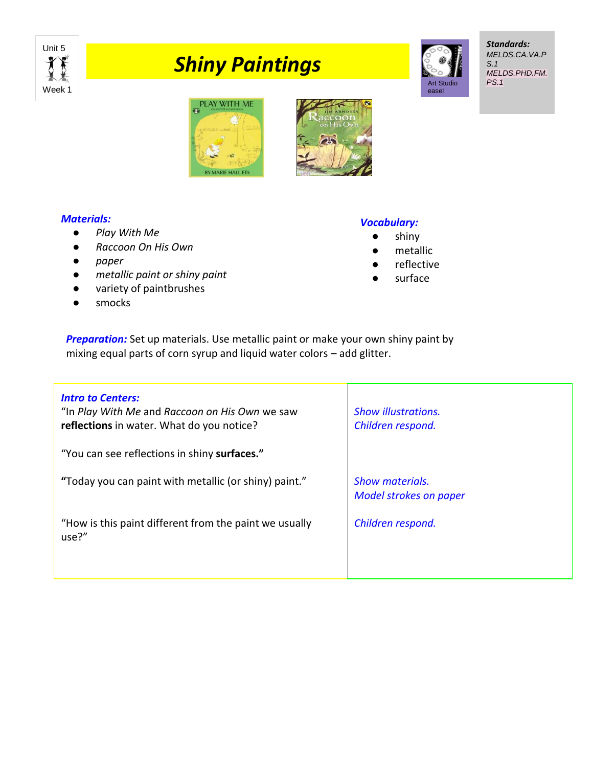Unit 5
Week 1

# Shiny Paintings

Art Studio easel

***Standards:***
*MELDS.CA.VA.PS.1*
*MELDS.PHD.FM.PS.1*

***Materials:***

- *Play With Me*
- *Raccoon On His Own*
- *paper*
- *metallic paint or shiny paint*
- variety of paintbrushes
- smocks

***Vocabulary:***

- shiny
- metallic
- reflective
- surface

***Preparation:*** Set up materials. Use metallic paint or make your own shiny paint by mixing equal parts of corn syrup and liquid water colors – add glitter.

| ***Intro to Centers:*** | |
|---|---|
| "In *Play With Me* and *Raccoon on His Own* we saw **reflections** in water. What do you notice? | *Show illustrations.* *Children respond.* |
| "You can see reflections in shiny **surfaces."** | |
| **"**Today you can paint with metallic (or shiny) paint." | *Show materials.* *Model strokes on paper* |
| "How is this paint different from the paint we usually use?" | *Children respond.* |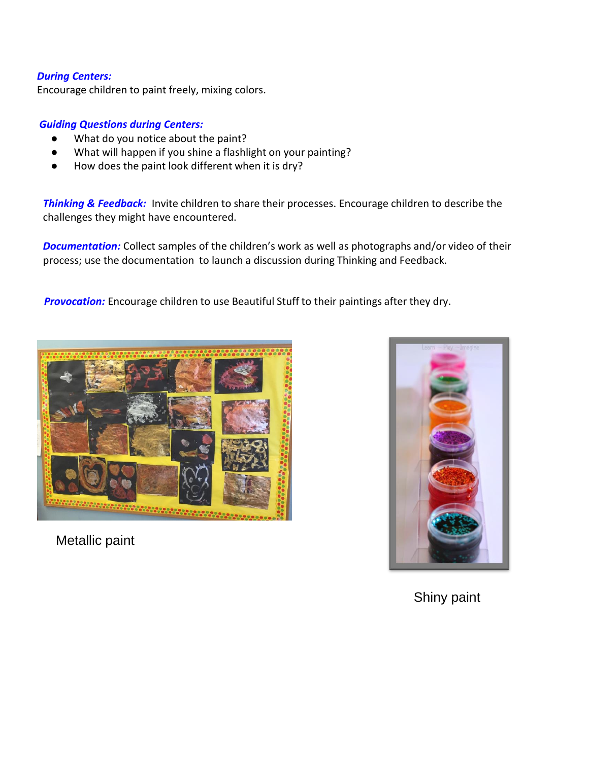***During Centers:***
Encourage children to paint freely, mixing colors.

***Guiding Questions during Centers:***

- What do you notice about the paint?
- What will happen if you shine a flashlight on your painting?
- How does the paint look different when it is dry?

***Thinking & Feedback:*** Invite children to share their processes. Encourage children to describe the challenges they might have encountered.

***Documentation:*** Collect samples of the children's work as well as photographs and/or video of their process; use the documentation to launch a discussion during Thinking and Feedback.

***Provocation:*** Encourage children to use Beautiful Stuff to their paintings after they dry.

Metallic paint

Shiny paint